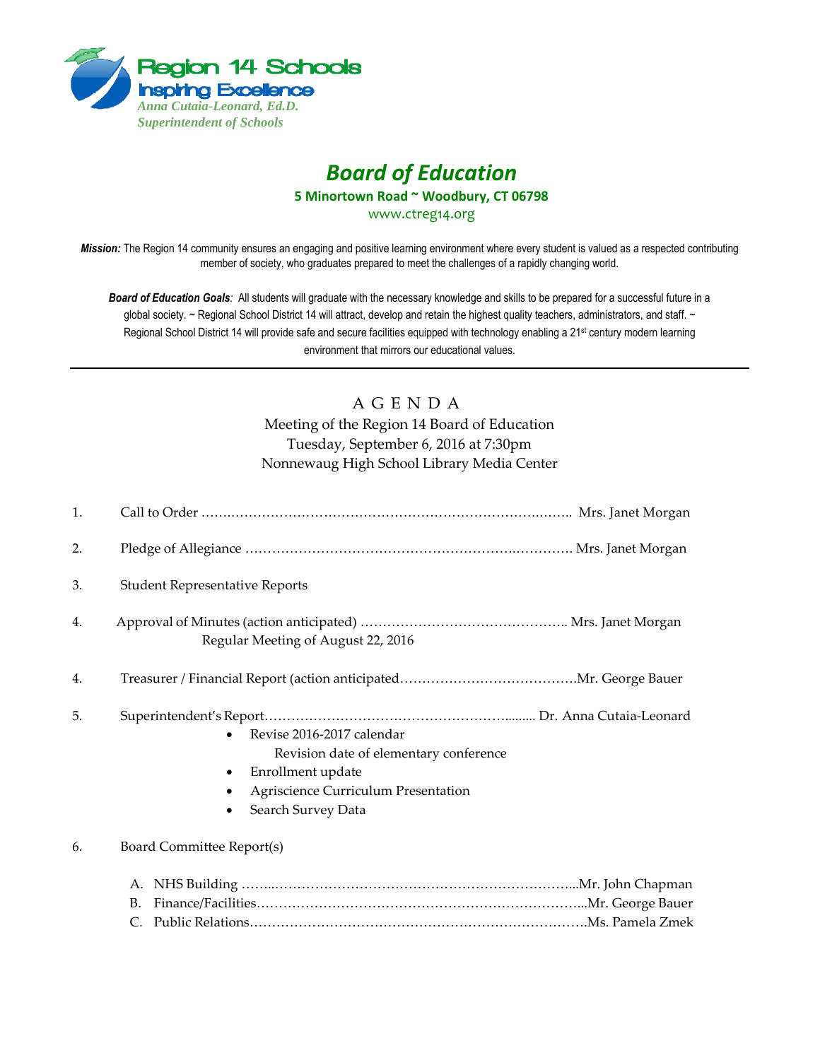**Region 14 Schools**
**Inspiring Excellence**
*Anna Cutaia-Leonard, Ed.D.*
*Superintendent of Schools*

# *Board of Education*

**5 Minortown Road ~ Woodbury, CT 06798**

www.ctreg14.org

***Mission:*** The Region 14 community ensures an engaging and positive learning environment where every student is valued as a respected contributing member of society, who graduates prepared to meet the challenges of a rapidly changing world.

***Board of Education Goals****:* All students will graduate with the necessary knowledge and skills to be prepared for a successful future in a global society. ~ Regional School District 14 will attract, develop and retain the highest quality teachers, administrators, and staff. ~ Regional School District 14 will provide safe and secure facilities equipped with technology enabling a 21st century modern learning environment that mirrors our educational values.

---

## A G E N D A

Meeting of the Region 14 Board of Education
Tuesday, September 6, 2016 at 7:30pm
Nonnewaug High School Library Media Center

1. Call to Order ……………………………………………………………….…….. Mrs. Janet Morgan

2. Pledge of Allegiance ……………………………………………………..…………. Mrs. Janet Morgan

3. Student Representative Reports

4. Approval of Minutes (action anticipated) ……………………………………….. Mrs. Janet Morgan
   Regular Meeting of August 22, 2016

4. Treasurer / Financial Report (action anticipated…………………………………Mr. George Bauer

5. Superintendent's Report……………………………………………….......... Dr. Anna Cutaia-Leonard
   - Revise 2016-2017 calendar
     Revision date of elementary conference
   - Enrollment update
   - Agriscience Curriculum Presentation
   - Search Survey Data

6. Board Committee Report(s)

   A. NHS Building ……..…………………………………………………………...Mr. John Chapman
   B. Finance/Facilities……………………………………………………………...Mr. George Bauer
   C. Public Relations………………………………………………………………Ms. Pamela Zmek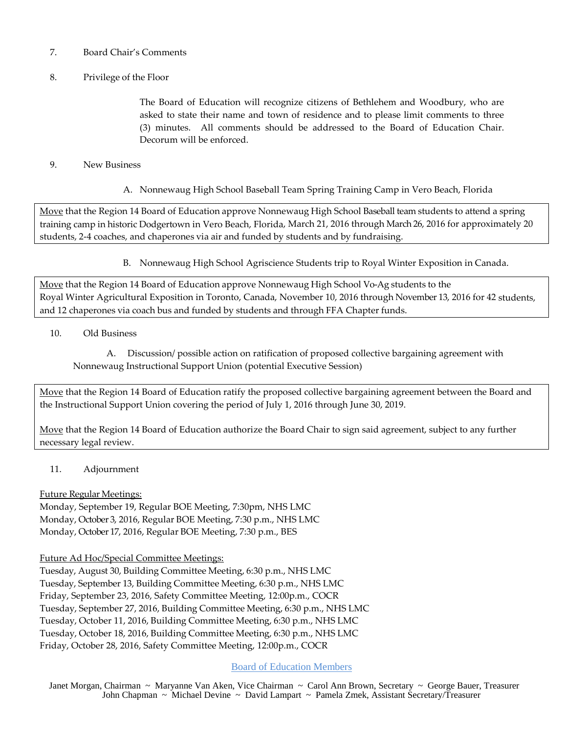7. Board Chair's Comments

8. Privilege of the Floor

   The Board of Education will recognize citizens of Bethlehem and Woodbury, who are asked to state their name and town of residence and to please limit comments to three (3) minutes. All comments should be addressed to the Board of Education Chair. Decorum will be enforced.

9. New Business

   A. Nonnewaug High School Baseball Team Spring Training Camp in Vero Beach, Florida

Move that the Region 14 Board of Education approve Nonnewaug High School Baseball team students to attend a spring training camp in historic Dodgertown in Vero Beach, Florida, March 21, 2016 through March 26, 2016 for approximately 20 students, 2-4 coaches, and chaperones via air and funded by students and by fundraising.

   B. Nonnewaug High School Agriscience Students trip to Royal Winter Exposition in Canada.

Move that the Region 14 Board of Education approve Nonnewaug High School Vo-Ag students to the Royal Winter Agricultural Exposition in Toronto, Canada, November 10, 2016 through November 13, 2016 for 42 students, and 12 chaperones via coach bus and funded by students and through FFA Chapter funds.

10. Old Business

   A. Discussion/ possible action on ratification of proposed collective bargaining agreement with Nonnewaug Instructional Support Union (potential Executive Session)

Move that the Region 14 Board of Education ratify the proposed collective bargaining agreement between the Board and the Instructional Support Union covering the period of July 1, 2016 through June 30, 2019.

Move that the Region 14 Board of Education authorize the Board Chair to sign said agreement, subject to any further necessary legal review.

11. Adjournment

Future Regular Meetings:

Monday, September 19, Regular BOE Meeting, 7:30pm, NHS LMC
Monday, October 3, 2016, Regular BOE Meeting, 7:30 p.m., NHS LMC
Monday, October 17, 2016, Regular BOE Meeting, 7:30 p.m., BES

Future Ad Hoc/Special Committee Meetings:

Tuesday, August 30, Building Committee Meeting, 6:30 p.m., NHS LMC
Tuesday, September 13, Building Committee Meeting, 6:30 p.m., NHS LMC
Friday, September 23, 2016, Safety Committee Meeting, 12:00p.m., COCR
Tuesday, September 27, 2016, Building Committee Meeting, 6:30 p.m., NHS LMC
Tuesday, October 11, 2016, Building Committee Meeting, 6:30 p.m., NHS LMC
Tuesday, October 18, 2016, Building Committee Meeting, 6:30 p.m., NHS LMC
Friday, October 28, 2016, Safety Committee Meeting, 12:00p.m., COCR

Board of Education Members

Janet Morgan, Chairman ~ Maryanne Van Aken, Vice Chairman ~ Carol Ann Brown, Secretary ~ George Bauer, Treasurer
John Chapman ~ Michael Devine ~ David Lampart ~ Pamela Zmek, Assistant Secretary/Treasurer